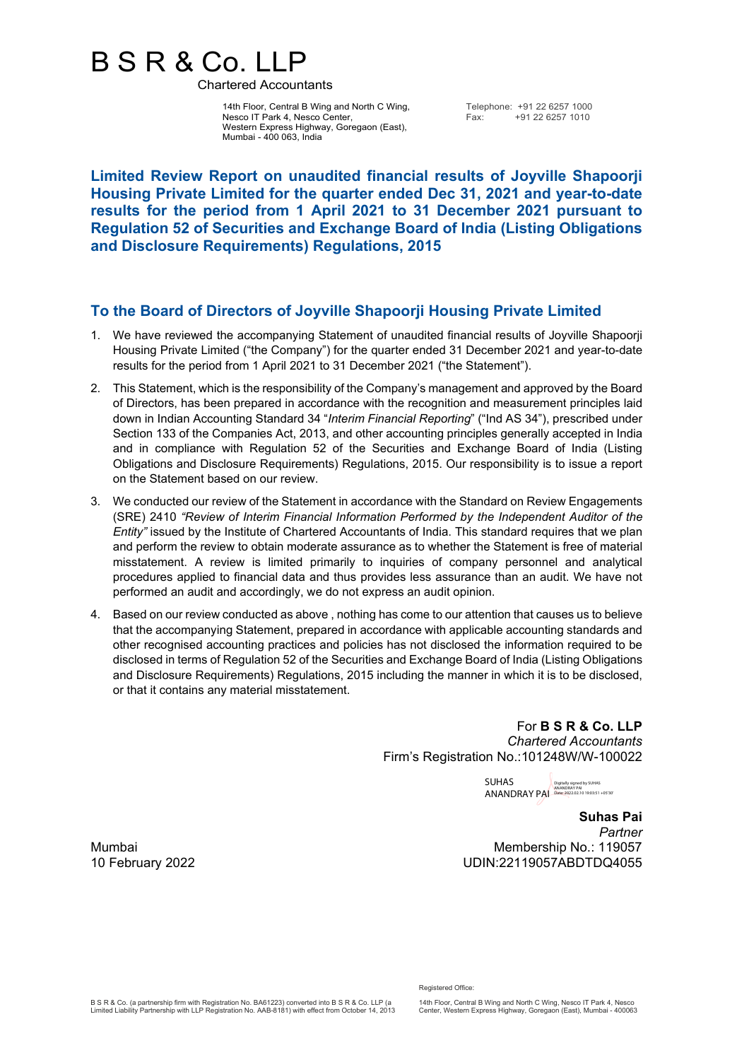# B S R & Co. LLP

Chartered Accountants

14th Floor, Central B Wing and North C Wing,
Nesco IT Park 4, Nesco Center,
Western Express Highway, Goregaon (East),
Mumbai - 400 063, India

Telephone: +91 22 6257 1000
Fax: +91 22 6257 1010

## Limited Review Report on unaudited financial results of Joyville Shapoorji Housing Private Limited for the quarter ended Dec 31, 2021 and year-to-date results for the period from 1 April 2021 to 31 December 2021 pursuant to Regulation 52 of Securities and Exchange Board of India (Listing Obligations and Disclosure Requirements) Regulations, 2015

## To the Board of Directors of Joyville Shapoorji Housing Private Limited

1. We have reviewed the accompanying Statement of unaudited financial results of Joyville Shapoorji Housing Private Limited ("the Company") for the quarter ended 31 December 2021 and year-to-date results for the period from 1 April 2021 to 31 December 2021 ("the Statement").

2. This Statement, which is the responsibility of the Company's management and approved by the Board of Directors, has been prepared in accordance with the recognition and measurement principles laid down in Indian Accounting Standard 34 "*Interim Financial Reporting*" ("Ind AS 34"), prescribed under Section 133 of the Companies Act, 2013, and other accounting principles generally accepted in India and in compliance with Regulation 52 of the Securities and Exchange Board of India (Listing Obligations and Disclosure Requirements) Regulations, 2015. Our responsibility is to issue a report on the Statement based on our review.

3. We conducted our review of the Statement in accordance with the Standard on Review Engagements (SRE) 2410 *"Review of Interim Financial Information Performed by the Independent Auditor of the Entity"* issued by the Institute of Chartered Accountants of India. This standard requires that we plan and perform the review to obtain moderate assurance as to whether the Statement is free of material misstatement. A review is limited primarily to inquiries of company personnel and analytical procedures applied to financial data and thus provides less assurance than an audit. We have not performed an audit and accordingly, we do not express an audit opinion.

4. Based on our review conducted as above , nothing has come to our attention that causes us to believe that the accompanying Statement, prepared in accordance with applicable accounting standards and other recognised accounting practices and policies has not disclosed the information required to be disclosed in terms of Regulation 52 of the Securities and Exchange Board of India (Listing Obligations and Disclosure Requirements) Regulations, 2015 including the manner in which it is to be disclosed, or that it contains any material misstatement.

For **B S R & Co. LLP**
*Chartered Accountants*
Firm's Registration No.:101248W/W-100022

SUHAS ANANDRAY PAI
Digitally signed by SUHAS ANANDRAY PAI
Date: 2022.02.10 19:03:51 +05'30'

**Suhas Pai**
*Partner*
Membership No.: 119057
UDIN:22119057ABDTDQ4055

Mumbai
10 February 2022

B S R & Co. (a partnership firm with Registration No. BA61223) converted into B S R & Co. LLP (a Limited Liability Partnership with LLP Registration No. AAB-8181) with effect from October 14, 2013

Registered Office:
14th Floor, Central B Wing and North C Wing, Nesco IT Park 4, Nesco Center, Western Express Highway, Goregaon (East), Mumbai - 400063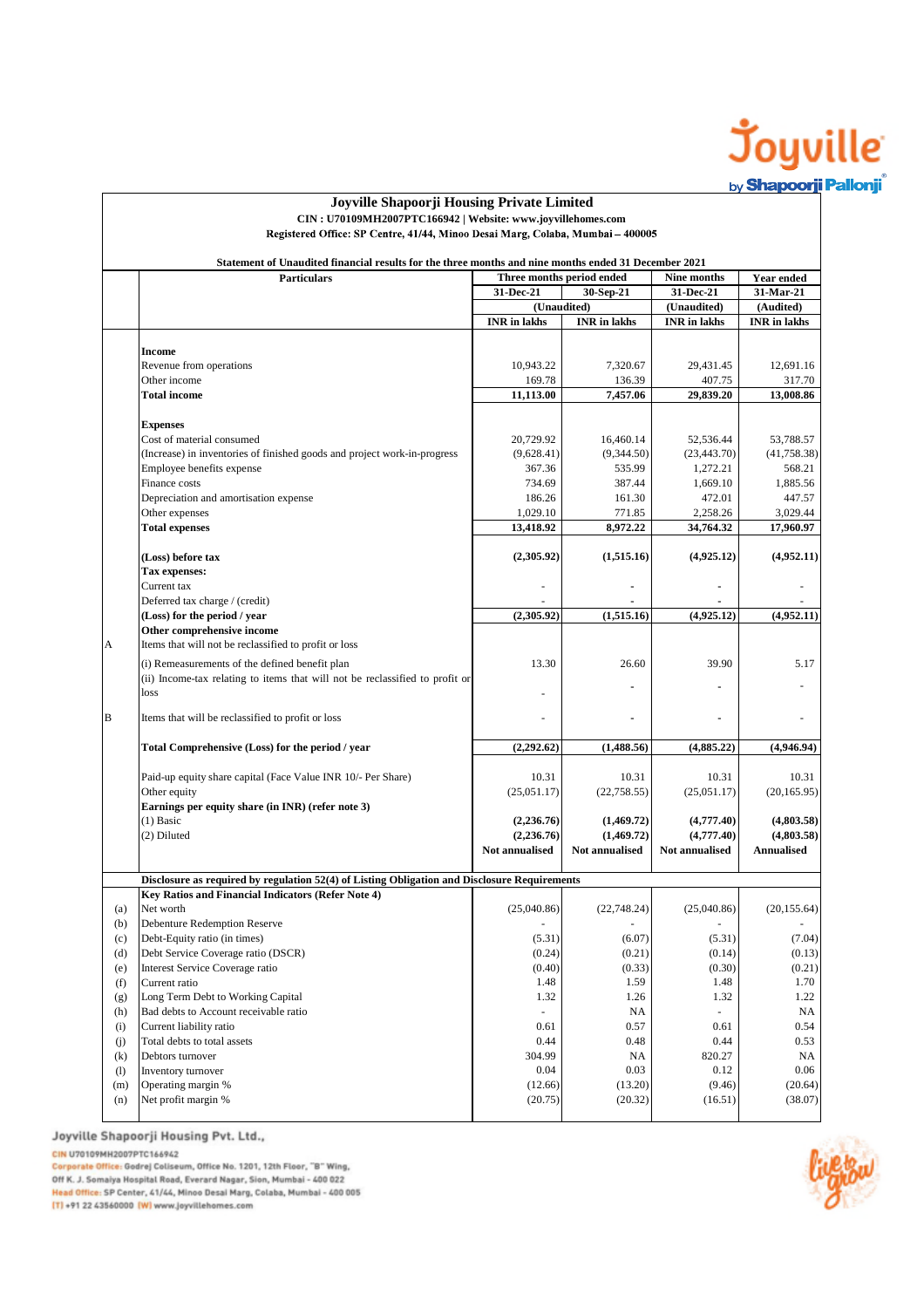# Joyville Shapoorji Housing Private Limited

**CIN : U70109MH2007PTC166942 | Website: www.joyvillehomes.com**

**Registered Office: SP Centre, 41/44, Minoo Desai Marg, Colaba, Mumbai – 400005**

**Statement of Unaudited financial results for the three months and nine months ended 31 December 2021**

| | Particulars | Three months period ended | | Nine months | Year ended |
|---|---|---|---|---|---|
| | | 31-Dec-21 | 30-Sep-21 | 31-Dec-21 | 31-Mar-21 |
| | | (Unaudited) | | (Unaudited) | (Audited) |
| | | INR in lakhs | INR in lakhs | INR in lakhs | INR in lakhs |
| | **Income** | | | | |
| | Revenue from operations | 10,943.22 | 7,320.67 | 29,431.45 | 12,691.16 |
| | Other income | 169.78 | 136.39 | 407.75 | 317.70 |
| | **Total income** | **11,113.00** | **7,457.06** | **29,839.20** | **13,008.86** |
| | **Expenses** | | | | |
| | Cost of material consumed | 20,729.92 | 16,460.14 | 52,536.44 | 53,788.57 |
| | (Increase) in inventories of finished goods and project work-in-progress | (9,628.41) | (9,344.50) | (23,443.70) | (41,758.38) |
| | Employee benefits expense | 367.36 | 535.99 | 1,272.21 | 568.21 |
| | Finance costs | 734.69 | 387.44 | 1,669.10 | 1,885.56 |
| | Depreciation and amortisation expense | 186.26 | 161.30 | 472.01 | 447.57 |
| | Other expenses | 1,029.10 | 771.85 | 2,258.26 | 3,029.44 |
| | **Total expenses** | **13,418.92** | **8,972.22** | **34,764.32** | **17,960.97** |
| | **(Loss) before tax** | **(2,305.92)** | **(1,515.16)** | **(4,925.12)** | **(4,952.11)** |
| | **Tax expenses:** | | | | |
| | Current tax | - | - | - | - |
| | Deferred tax charge / (credit) | - | - | - | - |
| | **(Loss) for the period / year** | **(2,305.92)** | **(1,515.16)** | **(4,925.12)** | **(4,952.11)** |
| | **Other comprehensive income** | | | | |
| A | Items that will not be reclassified to profit or loss | | | | |
| | (i) Remeasurements of the defined benefit plan | 13.30 | 26.60 | 39.90 | 5.17 |
| | (ii) Income-tax relating to items that will not be reclassified to profit or loss | - | - | - | - |
| B | Items that will be reclassified to profit or loss | - | - | - | - |
| | **Total Comprehensive (Loss) for the period / year** | **(2,292.62)** | **(1,488.56)** | **(4,885.22)** | **(4,946.94)** |
| | Paid-up equity share capital (Face Value INR 10/- Per Share) | 10.31 | 10.31 | 10.31 | 10.31 |
| | Other equity | (25,051.17) | (22,758.55) | (25,051.17) | (20,165.95) |
| | **Earnings per equity share (in INR) (refer note 3)** | | | | |
| | (1) Basic | **(2,236.76)** | **(1,469.72)** | **(4,777.40)** | **(4,803.58)** |
| | (2) Diluted | **(2,236.76)** | **(1,469.72)** | **(4,777.40)** | **(4,803.58)** |
| | | **Not annualised** | **Not annualised** | **Not annualised** | **Annualised** |
| | **Disclosure as required by regulation 52(4) of Listing Obligation and Disclosure Requirements** | | | | |
| | **Key Ratios and Financial Indicators (Refer Note 4)** | | | | |
| (a) | Net worth | (25,040.86) | (22,748.24) | (25,040.86) | (20,155.64) |
| (b) | Debenture Redemption Reserve | - | - | - | - |
| (c) | Debt-Equity ratio (in times) | (5.31) | (6.07) | (5.31) | (7.04) |
| (d) | Debt Service Coverage ratio (DSCR) | (0.24) | (0.21) | (0.14) | (0.13) |
| (e) | Interest Service Coverage ratio | (0.40) | (0.33) | (0.30) | (0.21) |
| (f) | Current ratio | 1.48 | 1.59 | 1.48 | 1.70 |
| (g) | Long Term Debt to Working Capital | 1.32 | 1.26 | 1.32 | 1.22 |
| (h) | Bad debts to Account receivable ratio | - | NA | - | NA |
| (i) | Current liability ratio | 0.61 | 0.57 | 0.61 | 0.54 |
| (j) | Total debts to total assets | 0.44 | 0.48 | 0.44 | 0.53 |
| (k) | Debtors turnover | 304.99 | NA | 820.27 | NA |
| (l) | Inventory turnover | 0.04 | 0.03 | 0.12 | 0.06 |
| (m) | Operating margin % | (12.66) | (13.20) | (9.46) | (20.64) |
| (n) | Net profit margin % | (20.75) | (20.32) | (16.51) | (38.07) |

Joyville Shapoorji Housing Pvt. Ltd.,

CIN U70109MH2007PTC166942

Corporate Office: Godrej Coliseum, Office No. 1201, 12th Floor, "B" Wing, Off K. J. Somaiya Hospital Road, Everard Nagar, Sion, Mumbai - 400 022

Head Office: SP Center, 41/44, Minoo Desai Marg, Colaba, Mumbai - 400 005

[T] +91 22 43560000 [W] www.joyvillehomes.com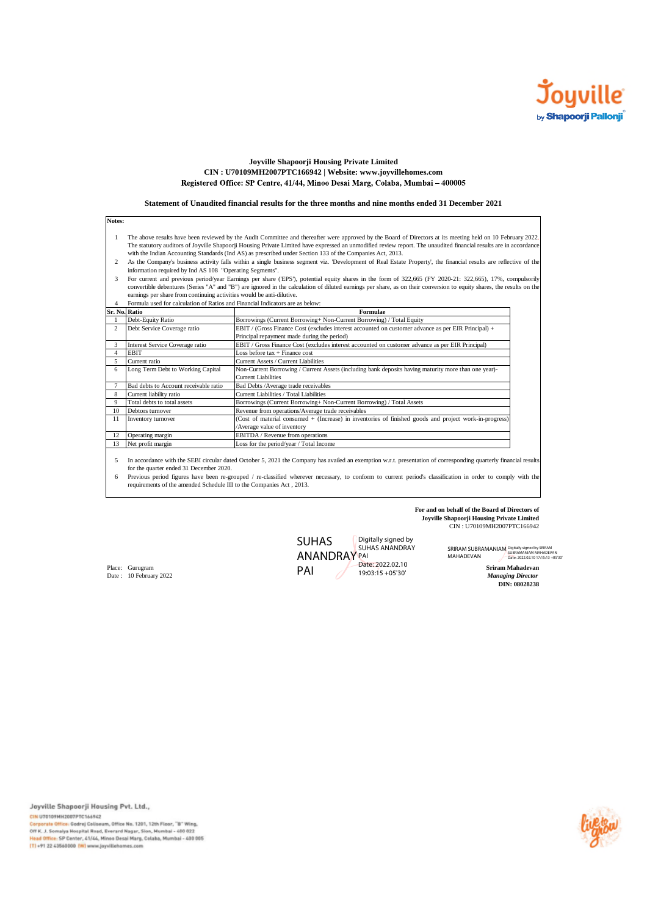**Joyville Shapoorji Housing Private Limited**
**CIN : U70109MH2007PTC166942 | Website: www.joyvillehomes.com**
**Registered Office: SP Centre, 41/44, Minoo Desai Marg, Colaba, Mumbai – 400005**

**Statement of Unaudited financial results for the three months and nine months ended 31 December 2021**

**Notes:**

1. The above results have been reviewed by the Audit Committee and thereafter were approved by the Board of Directors at its meeting held on 10 February 2022. The statutory auditors of Joyville Shapoorji Housing Private Limited have expressed an unmodified review report. The unaudited financial results are in accordance with the Indian Accounting Standards (Ind AS) as prescribed under Section 133 of the Companies Act, 2013.
2. As the Company's business activity falls within a single business segment viz. 'Development of Real Estate Property', the financial results are reflective of the information required by Ind AS 108 "Operating Segments".
3. For current and previous period/year Earnings per share ('EPS'), potential equity shares in the form of 322,665 (FY 2020-21: 322,665), 17%, compulsorily convertible debentures (Series "A" and "B") are ignored in the calculation of diluted earnings per share, as on their conversion to equity shares, the results on the earnings per share from continuing activities would be anti-dilutive.
4. Formula used for calculation of Ratios and Financial Indicators are as below:

| Sr. No. | Ratio | Formulae |
|---|---|---|
| 1 | Debt-Equity Ratio | Borrowings (Current Borrowing+ Non-Current Borrowing) / Total Equity |
| 2 | Debt Service Coverage ratio | EBIT / (Gross Finance Cost (excludes interest accounted on customer advance as per EIR Principal) + Principal repayment made during the period) |
| 3 | Interest Service Coverage ratio | EBIT / Gross Finance Cost (excludes interest accounted on customer advance as per EIR Principal) |
| 4 | EBIT | Loss before tax + Finance cost |
| 5 | Current ratio | Current Assets / Current Liabilities |
| 6 | Long Term Debt to Working Capital | Non-Current Borrowing / Current Assets (including bank deposits having maturity more than one year)- Current Liabilities |
| 7 | Bad debts to Account receivable ratio | Bad Debts /Average trade receivables |
| 8 | Current liability ratio | Current Liabilities / Total Liabilities |
| 9 | Total debts to total assets | Borrowings (Current Borrowing+ Non-Current Borrowing) / Total Assets |
| 10 | Debtors turnover | Revenue from operations/Average trade receivables |
| 11 | Inventory turnover | (Cost of material consumed + (Increase) in inventories of finished goods and project work-in-progress) /Average value of inventory |
| 12 | Operating margin | EBITDA / Revenue from operations |
| 13 | Net profit margin | Loss for the period/year / Total Income |

5. In accordance with the SEBI circular dated October 5, 2021 the Company has availed an exemption w.r.t. presentation of corresponding quarterly financial results for the quarter ended 31 December 2020.
6. Previous period figures have been re-grouped / re-classified wherever necessary, to conform to current period's classification in order to comply with the requirements of the amended Schedule III to the Companies Act , 2013.

**For and on behalf of the Board of Directors of**
**Joyville Shapoorji Housing Private Limited**
CIN : U70109MH2007PTC166942

SUHAS ANANDRAY PAI — Digitally signed by SUHAS ANANDRAY PAI Date: 2022.02.10 19:03:15 +05'30'

SRIRAM SUBRAMANIAM MAHADEVAN — Digitally signed by SRIRAM SUBRAMANIAM MAHADEVAN Date: 2022.02.10 17:15:13 +05'30'

Place: Gurugram
Date : 10 February 2022

**Sriram Mahadevan**
***Managing Director***
**DIN: 08028238**

Joyville Shapoorji Housing Pvt. Ltd.,
CIN U70109MH2007PTC166942
Corporate Office: Godrej Coliseum, Office No. 1201, 12th Floor, "B" Wing, Off K. J. Somaiya Hospital Road, Everard Nagar, Sion, Mumbai - 400 022
Head Office: SP Center, 41/44, Minoo Desai Marg, Colaba, Mumbai - 400 005
[T] +91 22 43560000 [W] www.joyvillehomes.com